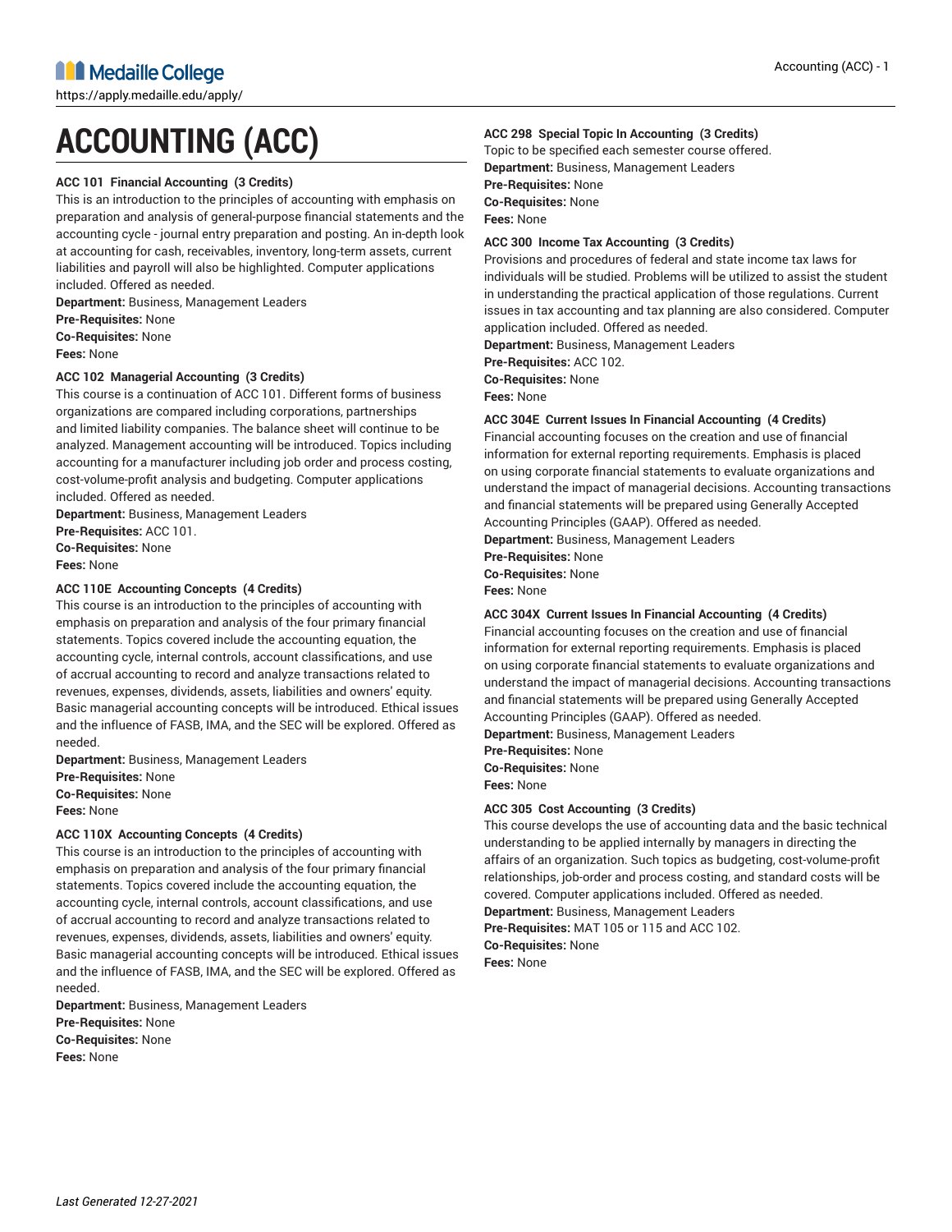# ACCOUNTING (ACC)

### ACC 101 Financial Accounting (3 Credits)

This is an introduction to the principles of accounting with emphasis on preparation and analysis of general-purpose financial statements and the accounting cycle - journal entry preparation and posting. An in-depth look at accounting for cash, receivables, inventory, long-term assets, current liabilities and payroll will also be highlighted. Computer applications included. Offered as needed.

**Department:** Business, Management Leaders
**Pre-Requisites:** None
**Co-Requisites:** None
**Fees:** None

### ACC 102 Managerial Accounting (3 Credits)

This course is a continuation of ACC 101. Different forms of business organizations are compared including corporations, partnerships and limited liability companies. The balance sheet will continue to be analyzed. Management accounting will be introduced. Topics including accounting for a manufacturer including job order and process costing, cost-volume-profit analysis and budgeting. Computer applications included. Offered as needed.

**Department:** Business, Management Leaders
**Pre-Requisites:** ACC 101.
**Co-Requisites:** None
**Fees:** None

### ACC 110E Accounting Concepts (4 Credits)

This course is an introduction to the principles of accounting with emphasis on preparation and analysis of the four primary financial statements. Topics covered include the accounting equation, the accounting cycle, internal controls, account classifications, and use of accrual accounting to record and analyze transactions related to revenues, expenses, dividends, assets, liabilities and owners' equity. Basic managerial accounting concepts will be introduced. Ethical issues and the influence of FASB, IMA, and the SEC will be explored. Offered as needed.

**Department:** Business, Management Leaders
**Pre-Requisites:** None
**Co-Requisites:** None
**Fees:** None

### ACC 110X Accounting Concepts (4 Credits)

This course is an introduction to the principles of accounting with emphasis on preparation and analysis of the four primary financial statements. Topics covered include the accounting equation, the accounting cycle, internal controls, account classifications, and use of accrual accounting to record and analyze transactions related to revenues, expenses, dividends, assets, liabilities and owners' equity. Basic managerial accounting concepts will be introduced. Ethical issues and the influence of FASB, IMA, and the SEC will be explored. Offered as needed.

**Department:** Business, Management Leaders
**Pre-Requisites:** None
**Co-Requisites:** None
**Fees:** None

### ACC 298 Special Topic In Accounting (3 Credits)

Topic to be specified each semester course offered.

**Department:** Business, Management Leaders
**Pre-Requisites:** None
**Co-Requisites:** None
**Fees:** None

### ACC 300 Income Tax Accounting (3 Credits)

Provisions and procedures of federal and state income tax laws for individuals will be studied. Problems will be utilized to assist the student in understanding the practical application of those regulations. Current issues in tax accounting and tax planning are also considered. Computer application included. Offered as needed.

**Department:** Business, Management Leaders
**Pre-Requisites:** ACC 102.
**Co-Requisites:** None
**Fees:** None

### ACC 304E Current Issues In Financial Accounting (4 Credits)

Financial accounting focuses on the creation and use of financial information for external reporting requirements. Emphasis is placed on using corporate financial statements to evaluate organizations and understand the impact of managerial decisions. Accounting transactions and financial statements will be prepared using Generally Accepted Accounting Principles (GAAP). Offered as needed.

**Department:** Business, Management Leaders
**Pre-Requisites:** None
**Co-Requisites:** None
**Fees:** None

### ACC 304X Current Issues In Financial Accounting (4 Credits)

Financial accounting focuses on the creation and use of financial information for external reporting requirements. Emphasis is placed on using corporate financial statements to evaluate organizations and understand the impact of managerial decisions. Accounting transactions and financial statements will be prepared using Generally Accepted Accounting Principles (GAAP). Offered as needed.

**Department:** Business, Management Leaders
**Pre-Requisites:** None
**Co-Requisites:** None
**Fees:** None

### ACC 305 Cost Accounting (3 Credits)

This course develops the use of accounting data and the basic technical understanding to be applied internally by managers in directing the affairs of an organization. Such topics as budgeting, cost-volume-profit relationships, job-order and process costing, and standard costs will be covered. Computer applications included. Offered as needed.

**Department:** Business, Management Leaders
**Pre-Requisites:** MAT 105 or 115 and ACC 102.
**Co-Requisites:** None
**Fees:** None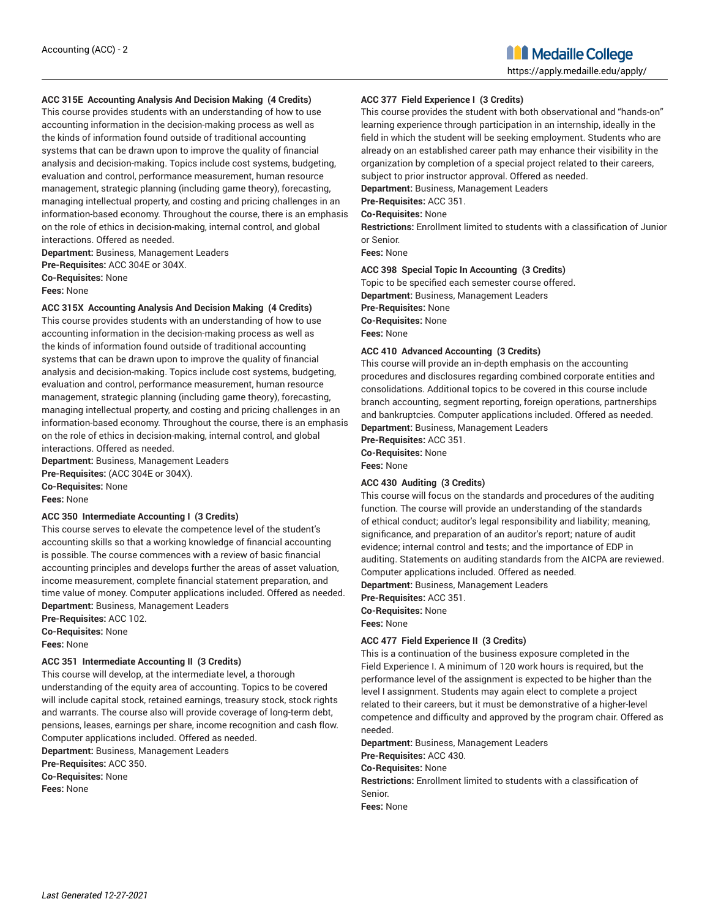**ACC 315E Accounting Analysis And Decision Making (4 Credits)**

This course provides students with an understanding of how to use accounting information in the decision-making process as well as the kinds of information found outside of traditional accounting systems that can be drawn upon to improve the quality of financial analysis and decision-making. Topics include cost systems, budgeting, evaluation and control, performance measurement, human resource management, strategic planning (including game theory), forecasting, managing intellectual property, and costing and pricing challenges in an information-based economy. Throughout the course, there is an emphasis on the role of ethics in decision-making, internal control, and global interactions. Offered as needed.

**Department:** Business, Management Leaders
**Pre-Requisites:** ACC 304E or 304X.
**Co-Requisites:** None
**Fees:** None

**ACC 315X Accounting Analysis And Decision Making (4 Credits)**

This course provides students with an understanding of how to use accounting information in the decision-making process as well as the kinds of information found outside of traditional accounting systems that can be drawn upon to improve the quality of financial analysis and decision-making. Topics include cost systems, budgeting, evaluation and control, performance measurement, human resource management, strategic planning (including game theory), forecasting, managing intellectual property, and costing and pricing challenges in an information-based economy. Throughout the course, there is an emphasis on the role of ethics in decision-making, internal control, and global interactions. Offered as needed.

**Department:** Business, Management Leaders
**Pre-Requisites:** (ACC 304E or 304X).
**Co-Requisites:** None
**Fees:** None

**ACC 350 Intermediate Accounting I (3 Credits)**

This course serves to elevate the competence level of the student's accounting skills so that a working knowledge of financial accounting is possible. The course commences with a review of basic financial accounting principles and develops further the areas of asset valuation, income measurement, complete financial statement preparation, and time value of money. Computer applications included. Offered as needed.

**Department:** Business, Management Leaders
**Pre-Requisites:** ACC 102.
**Co-Requisites:** None
**Fees:** None

**ACC 351 Intermediate Accounting II (3 Credits)**

This course will develop, at the intermediate level, a thorough understanding of the equity area of accounting. Topics to be covered will include capital stock, retained earnings, treasury stock, stock rights and warrants. The course also will provide coverage of long-term debt, pensions, leases, earnings per share, income recognition and cash flow. Computer applications included. Offered as needed.

**Department:** Business, Management Leaders
**Pre-Requisites:** ACC 350.
**Co-Requisites:** None
**Fees:** None

**ACC 377 Field Experience I (3 Credits)**

This course provides the student with both observational and "hands-on" learning experience through participation in an internship, ideally in the field in which the student will be seeking employment. Students who are already on an established career path may enhance their visibility in the organization by completion of a special project related to their careers, subject to prior instructor approval. Offered as needed.

**Department:** Business, Management Leaders
**Pre-Requisites:** ACC 351.
**Co-Requisites:** None
**Restrictions:** Enrollment limited to students with a classification of Junior or Senior.
**Fees:** None

**ACC 398 Special Topic In Accounting (3 Credits)**

Topic to be specified each semester course offered.

**Department:** Business, Management Leaders
**Pre-Requisites:** None
**Co-Requisites:** None
**Fees:** None

**ACC 410 Advanced Accounting (3 Credits)**

This course will provide an in-depth emphasis on the accounting procedures and disclosures regarding combined corporate entities and consolidations. Additional topics to be covered in this course include branch accounting, segment reporting, foreign operations, partnerships and bankruptcies. Computer applications included. Offered as needed.

**Department:** Business, Management Leaders
**Pre-Requisites:** ACC 351.
**Co-Requisites:** None
**Fees:** None

**ACC 430 Auditing (3 Credits)**

This course will focus on the standards and procedures of the auditing function. The course will provide an understanding of the standards of ethical conduct; auditor's legal responsibility and liability; meaning, significance, and preparation of an auditor's report; nature of audit evidence; internal control and tests; and the importance of EDP in auditing. Statements on auditing standards from the AICPA are reviewed. Computer applications included. Offered as needed.

**Department:** Business, Management Leaders
**Pre-Requisites:** ACC 351.
**Co-Requisites:** None
**Fees:** None

**ACC 477 Field Experience II (3 Credits)**

This is a continuation of the business exposure completed in the Field Experience I. A minimum of 120 work hours is required, but the performance level of the assignment is expected to be higher than the level I assignment. Students may again elect to complete a project related to their careers, but it must be demonstrative of a higher-level competence and difficulty and approved by the program chair. Offered as needed.

**Department:** Business, Management Leaders
**Pre-Requisites:** ACC 430.
**Co-Requisites:** None
**Restrictions:** Enrollment limited to students with a classification of Senior.
**Fees:** None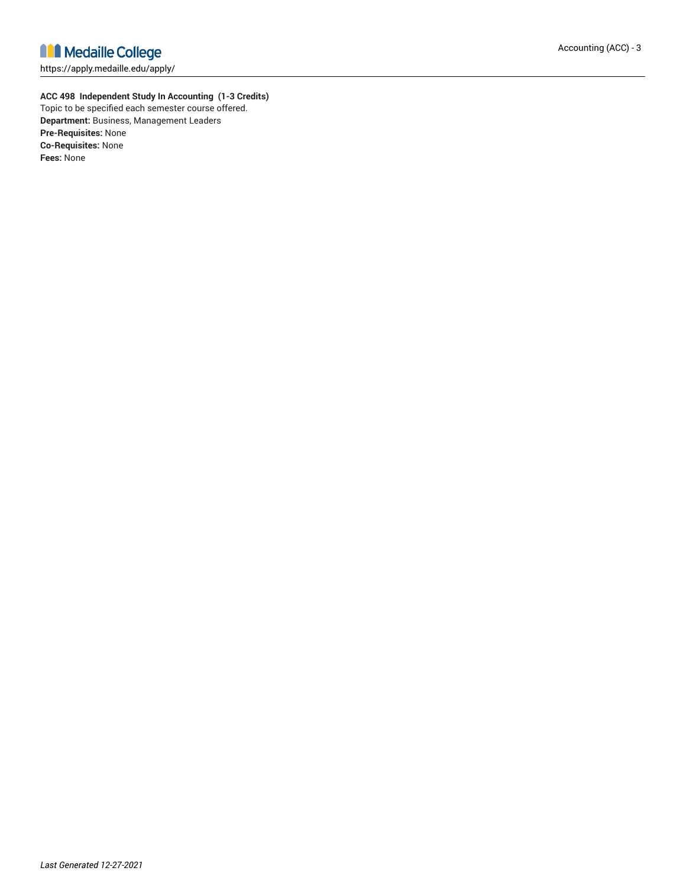**ACC 498 Independent Study In Accounting (1-3 Credits)**
Topic to be specified each semester course offered.
**Department:** Business, Management Leaders
**Pre-Requisites:** None
**Co-Requisites:** None
**Fees:** None